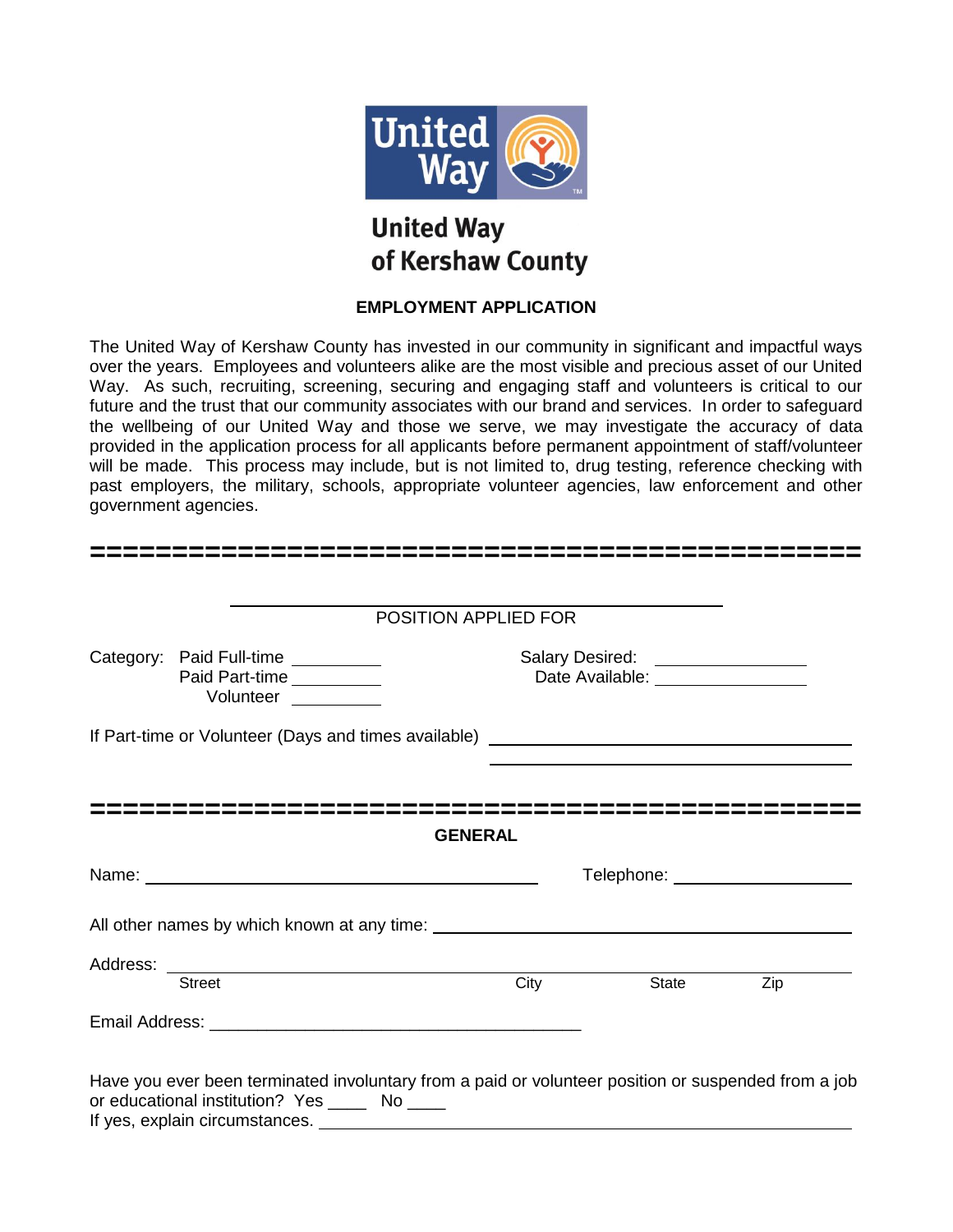# United Way of Kershaw County

## EMPLOYMENT APPLICATION

The United Way of Kershaw County has invested in our community in significant and impactful ways over the years. Employees and volunteers alike are the most visible and precious asset of our United Way. As such, recruiting, screening, securing and engaging staff and volunteers is critical to our future and the trust that our community associates with our brand and services. In order to safeguard the wellbeing of our United Way and those we serve, we may investigate the accuracy of data provided in the application process for all applicants before permanent appointment of staff/volunteer will be made. This process may include, but is not limited to, drug testing, reference checking with past employers, the military, schools, appropriate volunteer agencies, law enforcement and other government agencies.

==================================================

______________________________________________

POSITION APPLIED FOR

Category: Paid Full-time __________ Paid Part-time __________ Volunteer __________

Salary Desired: ________________

Date Available: ________________

If Part-time or Volunteer (Days and times available) ______________________________________________

______________________________________________

==================================================

## GENERAL

Name: ______________________________________________ Telephone: ____________________

All other names by which known at any time: ______________________________________________

Address: ______________________________________________

Street City State Zip

Email Address: ________________________________________

Have you ever been terminated involuntary from a paid or volunteer position or suspended from a job or educational institution? Yes ____ No ____

If yes, explain circumstances. ______________________________________________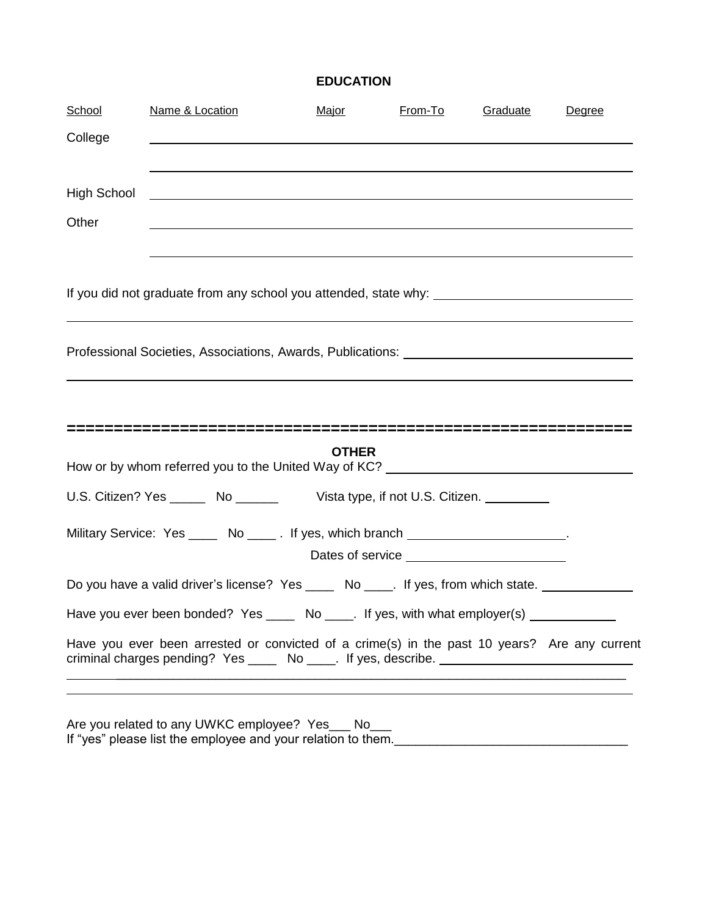## EDUCATION

| School | Name & Location | Major | From-To | Graduate | Degree |
|---|---|---|---|---|---|
| College | | | | | |
| | | | | | |
| High School | | | | | |
| Other | | | | | |
| | | | | | |

If you did not graduate from any school you attended, state why: ____________________________

Professional Societies, Associations, Awards, Publications: ____________________________

============================================================

## OTHER

How or by whom referred you to the United Way of KC? ____________________________

U.S. Citizen? Yes _____ No ______ Vista type, if not U.S. Citizen. _________

Military Service: Yes ____ No ____ . If yes, which branch ______________________.

Dates of service ______________________

Do you have a valid driver's license? Yes ____ No ____. If yes, from which state. _____________

Have you ever been bonded? Yes ____ No ____. If yes, with what employer(s) ____________

Have you ever been arrested or convicted of a crime(s) in the past 10 years? Are any current criminal charges pending? Yes ____ No ____. If yes, describe. ____________________________

Are you related to any UWKC employee? Yes___ No___
If "yes" please list the employee and your relation to them.________________________________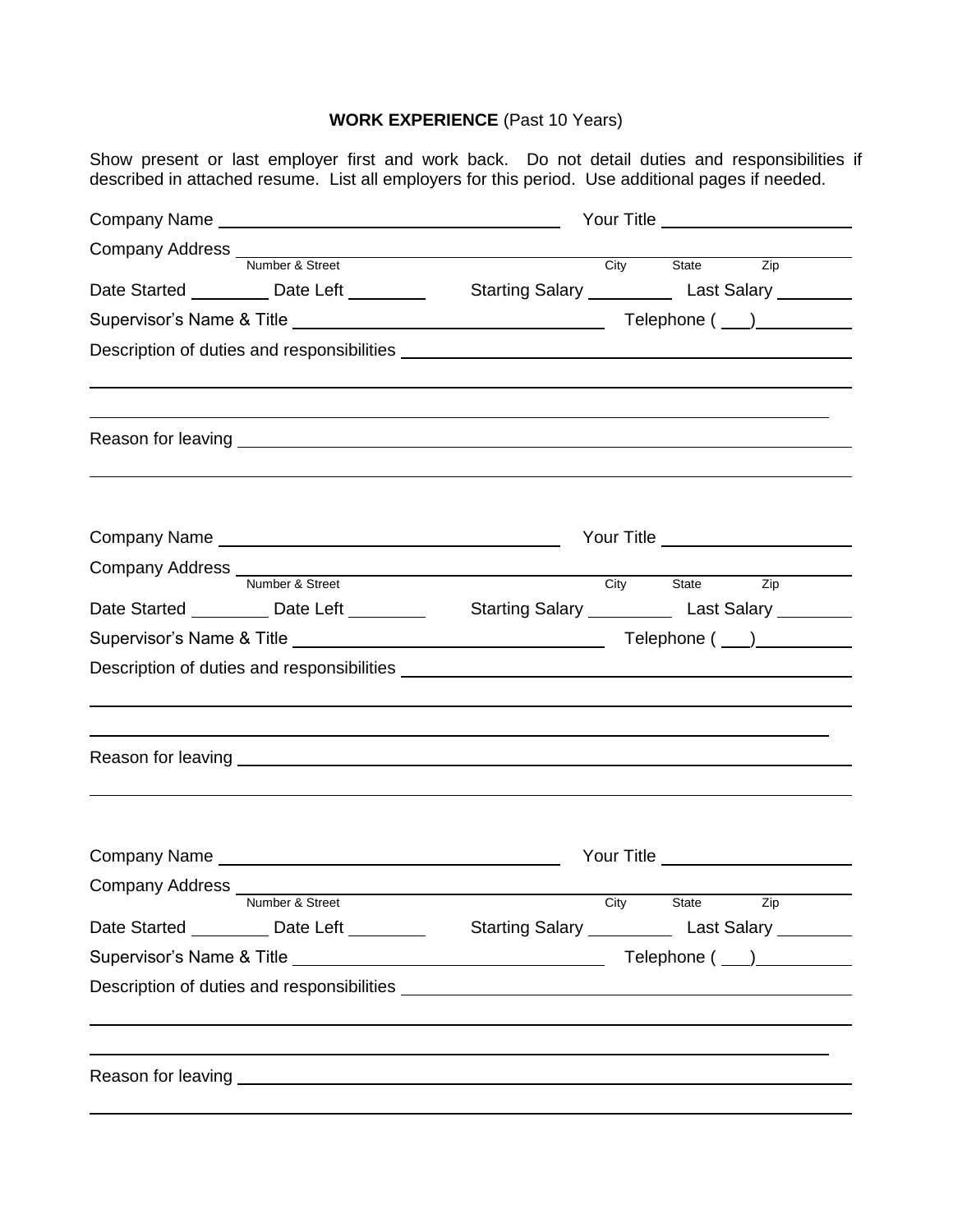**WORK EXPERIENCE** (Past 10 Years)

Show present or last employer first and work back. Do not detail duties and responsibilities if described in attached resume. List all employers for this period. Use additional pages if needed.

Company Name ______________________________ Your Title ____________________

Company Address ______________________________________________________________
Number & Street City State Zip

Date Started ________ Date Left ________ Starting Salary _________ Last Salary ________

Supervisor's Name & Title ______________________________ Telephone ( ___)__________

Description of duties and responsibilities ______________________________________________

______________________________________________________________________________

______________________________________________________________________________

Reason for leaving ______________________________________________________________

______________________________________________________________________________

Company Name ______________________________ Your Title ____________________

Company Address ______________________________________________________________
Number & Street City State Zip

Date Started ________ Date Left ________ Starting Salary _________ Last Salary ________

Supervisor's Name & Title ______________________________ Telephone ( ___)__________

Description of duties and responsibilities ______________________________________________

______________________________________________________________________________

______________________________________________________________________________

Reason for leaving ______________________________________________________________

______________________________________________________________________________

Company Name ______________________________ Your Title ____________________

Company Address ______________________________________________________________
Number & Street City State Zip

Date Started ________ Date Left ________ Starting Salary _________ Last Salary ________

Supervisor's Name & Title ______________________________ Telephone ( ___)__________

Description of duties and responsibilities ______________________________________________

______________________________________________________________________________

______________________________________________________________________________

Reason for leaving ______________________________________________________________

______________________________________________________________________________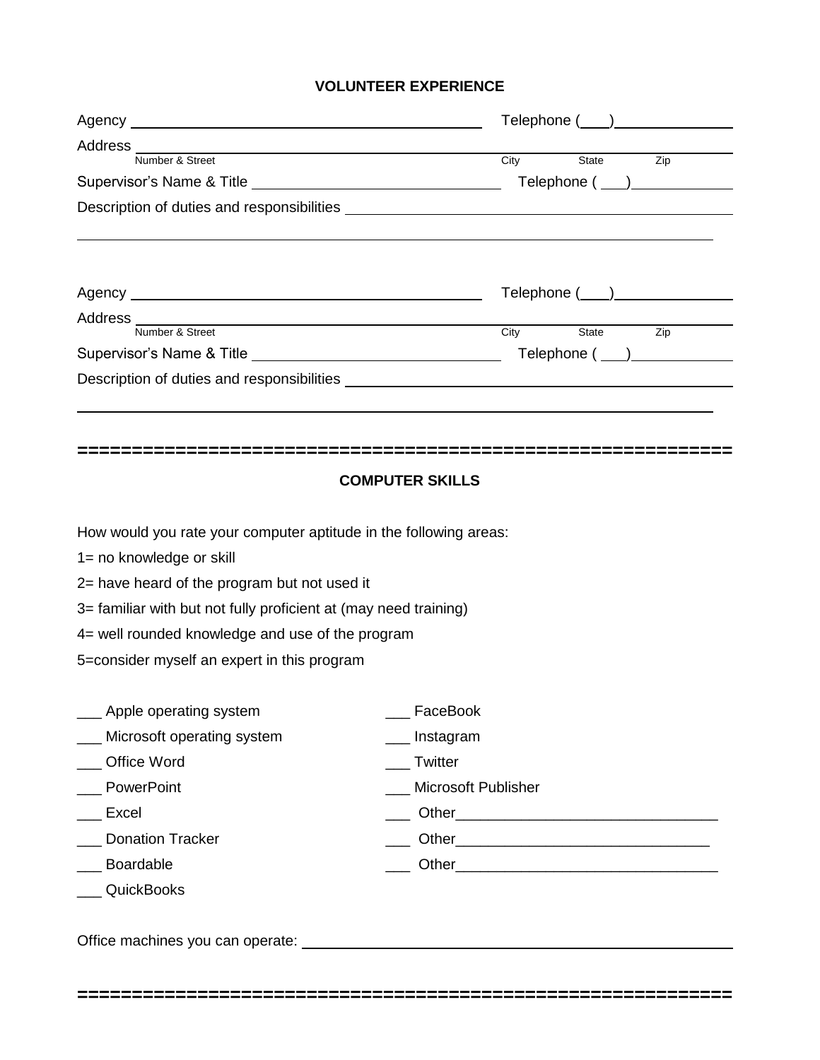## VOLUNTEER EXPERIENCE

Agency ______________________________________ Telephone (___)_____________

Address ________________________________________________________________
Number & Street City State Zip

Supervisor's Name & Title ___________________________ Telephone ( ___)___________

Description of duties and responsibilities ________________________________________

_______________________________________________________________________

Agency ______________________________________ Telephone (___)_____________

Address ________________________________________________________________
Number & Street City State Zip

Supervisor's Name & Title ___________________________ Telephone ( ___)___________

Description of duties and responsibilities ________________________________________

_______________________________________________________________________

============================================================

## COMPUTER SKILLS

How would you rate your computer aptitude in the following areas:

1= no knowledge or skill

2= have heard of the program but not used it

3= familiar with but not fully proficient at (may need training)

4= well rounded knowledge and use of the program

5=consider myself an expert in this program

___ Apple operating system

___ Microsoft operating system

___ Office Word

___ PowerPoint

___ Excel

___ Donation Tracker

___ Boardable

___ QuickBooks

___ FaceBook

___ Instagram

___ Twitter

___ Microsoft Publisher

___ Other_______________________________

___ Other_______________________________

___ Other_______________________________

Office machines you can operate: _____________________________________________

============================================================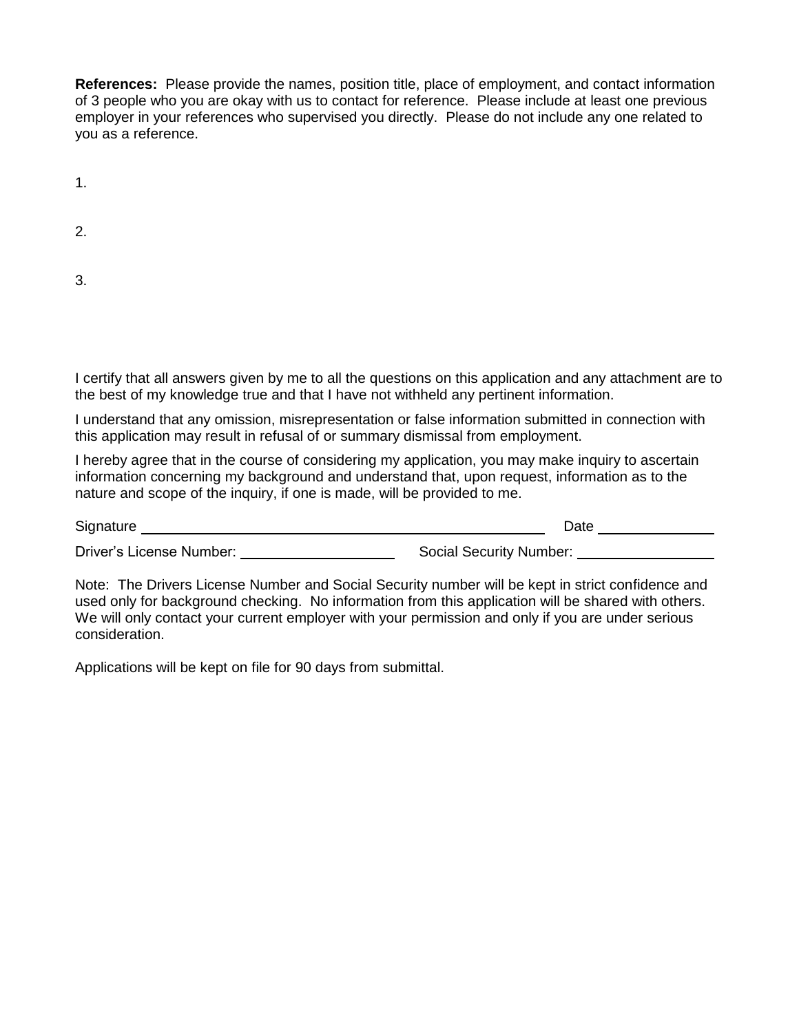**References:** Please provide the names, position title, place of employment, and contact information of 3 people who you are okay with us to contact for reference. Please include at least one previous employer in your references who supervised you directly. Please do not include any one related to you as a reference.

1.

2.

3.

I certify that all answers given by me to all the questions on this application and any attachment are to the best of my knowledge true and that I have not withheld any pertinent information.

I understand that any omission, misrepresentation or false information submitted in connection with this application may result in refusal of or summary dismissal from employment.

I hereby agree that in the course of considering my application, you may make inquiry to ascertain information concerning my background and understand that, upon request, information as to the nature and scope of the inquiry, if one is made, will be provided to me.

Signature ______________________________________________ Date ______________

Driver's License Number: ____________________ Social Security Number: __________________

Note: The Drivers License Number and Social Security number will be kept in strict confidence and used only for background checking. No information from this application will be shared with others. We will only contact your current employer with your permission and only if you are under serious consideration.

Applications will be kept on file for 90 days from submittal.